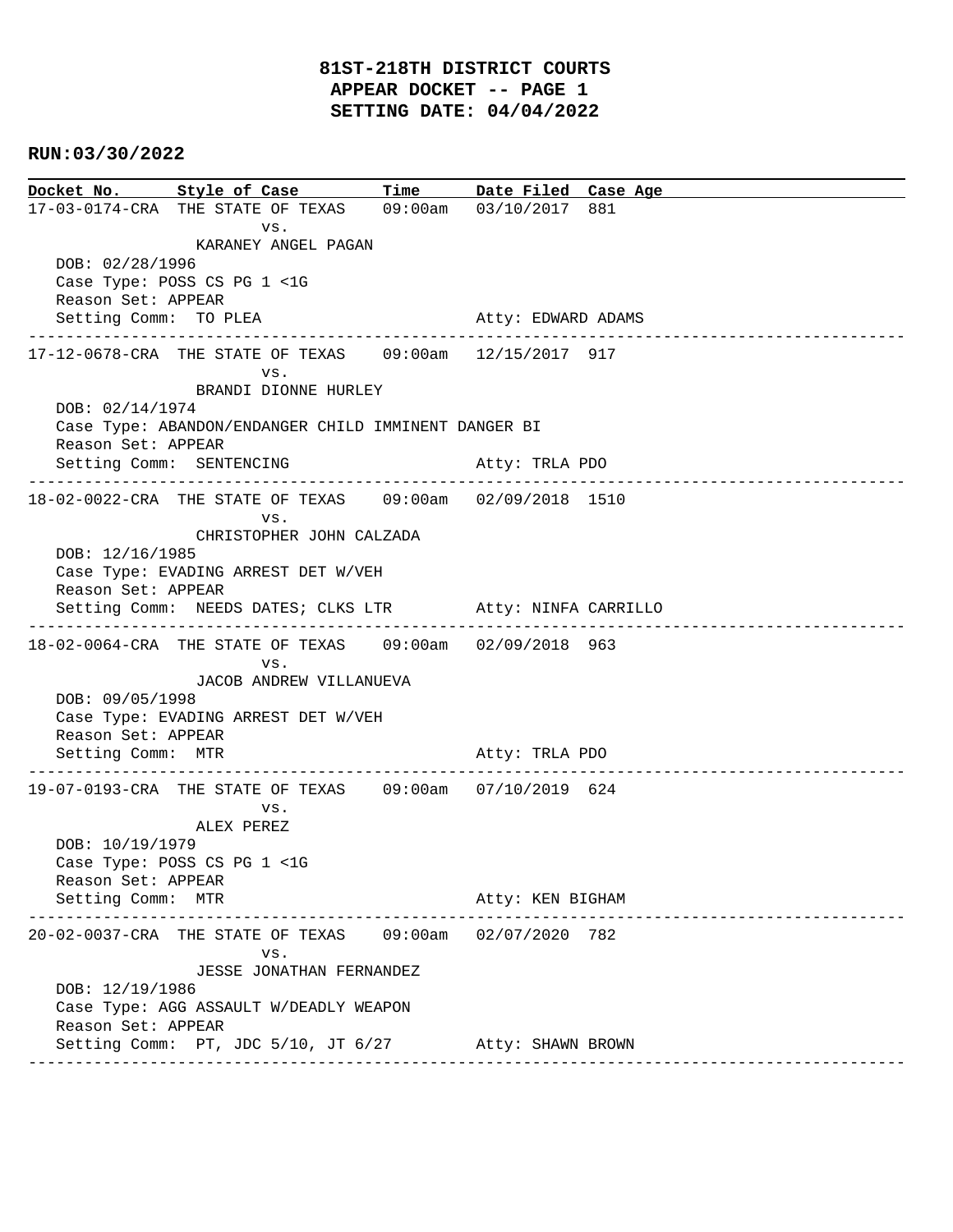# 81ST-218TH DISTRICT COURTS
## APPEAR DOCKET -- PAGE 1
## SETTING DATE: 04/04/2022

**RUN:03/30/2022**

| Docket No. | Style of Case | Time | Date Filed | Case Age |
|---|---|---|---|---|

17-03-0174-CRA THE STATE OF TEXAS 09:00am 03/10/2017 881
vs.
KARANEY ANGEL PAGAN
DOB: 02/28/1996
Case Type: POSS CS PG 1 <1G
Reason Set: APPEAR
Setting Comm: TO PLEA Atty: EDWARD ADAMS

---

17-12-0678-CRA THE STATE OF TEXAS 09:00am 12/15/2017 917
vs.
BRANDI DIONNE HURLEY
DOB: 02/14/1974
Case Type: ABANDON/ENDANGER CHILD IMMINENT DANGER BI
Reason Set: APPEAR
Setting Comm: SENTENCING Atty: TRLA PDO

---

18-02-0022-CRA THE STATE OF TEXAS 09:00am 02/09/2018 1510
vs.
CHRISTOPHER JOHN CALZADA
DOB: 12/16/1985
Case Type: EVADING ARREST DET W/VEH
Reason Set: APPEAR
Setting Comm: NEEDS DATES; CLKS LTR Atty: NINFA CARRILLO

---

18-02-0064-CRA THE STATE OF TEXAS 09:00am 02/09/2018 963
vs.
JACOB ANDREW VILLANUEVA
DOB: 09/05/1998
Case Type: EVADING ARREST DET W/VEH
Reason Set: APPEAR
Setting Comm: MTR Atty: TRLA PDO

---

19-07-0193-CRA THE STATE OF TEXAS 09:00am 07/10/2019 624
vs.
ALEX PEREZ
DOB: 10/19/1979
Case Type: POSS CS PG 1 <1G
Reason Set: APPEAR
Setting Comm: MTR Atty: KEN BIGHAM

---

20-02-0037-CRA THE STATE OF TEXAS 09:00am 02/07/2020 782
vs.
JESSE JONATHAN FERNANDEZ
DOB: 12/19/1986
Case Type: AGG ASSAULT W/DEADLY WEAPON
Reason Set: APPEAR
Setting Comm: PT, JDC 5/10, JT 6/27 Atty: SHAWN BROWN

---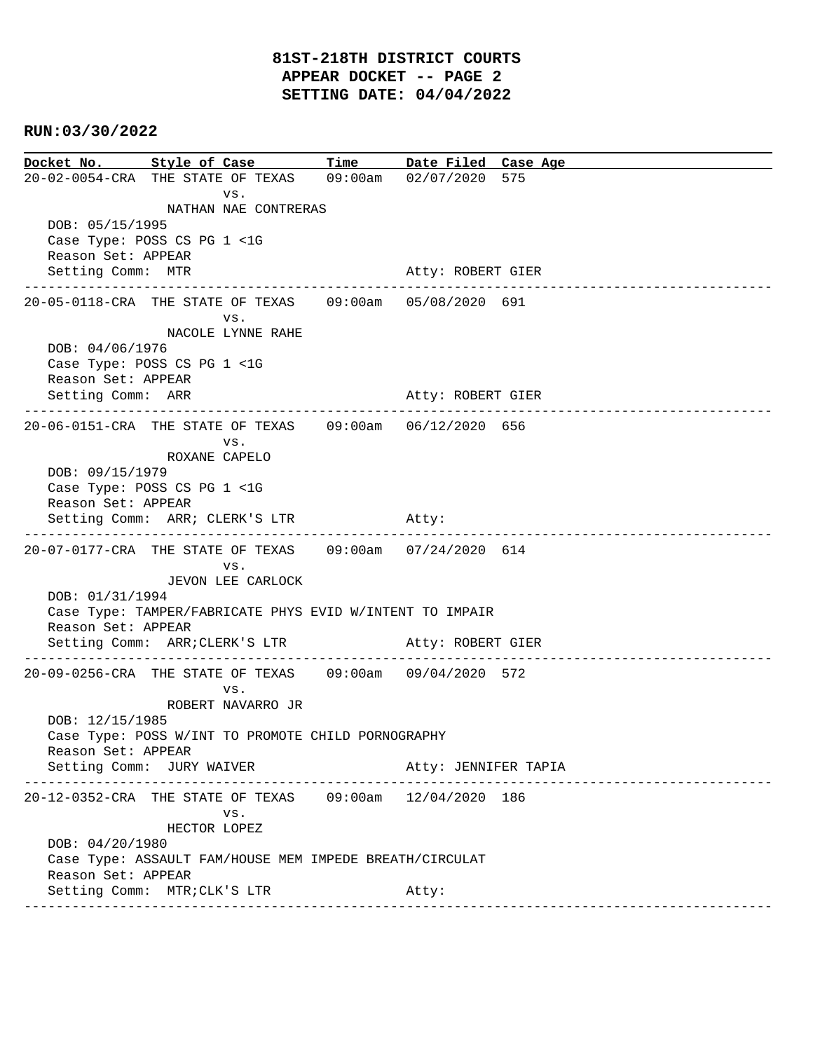# 81ST-218TH DISTRICT COURTS
## APPEAR DOCKET -- PAGE 2
## SETTING DATE: 04/04/2022

**RUN:03/30/2022**

| Docket No. | Style of Case | Time | Date Filed | Case Age |
|---|---|---|---|---|
| 20-02-0054-CRA | THE STATE OF TEXAS vs. NATHAN NAE CONTRERAS | 09:00am | 02/07/2020 | 575 |

DOB: 05/15/1995
Case Type: POSS CS PG 1 <1G
Reason Set: APPEAR
Setting Comm: MTR — Atty: ROBERT GIER

---

| Docket No. | Style of Case | Time | Date Filed | Case Age |
|---|---|---|---|---|
| 20-05-0118-CRA | THE STATE OF TEXAS vs. NACOLE LYNNE RAHE | 09:00am | 05/08/2020 | 691 |

DOB: 04/06/1976
Case Type: POSS CS PG 1 <1G
Reason Set: APPEAR
Setting Comm: ARR — Atty: ROBERT GIER

---

| Docket No. | Style of Case | Time | Date Filed | Case Age |
|---|---|---|---|---|
| 20-06-0151-CRA | THE STATE OF TEXAS vs. ROXANE CAPELO | 09:00am | 06/12/2020 | 656 |

DOB: 09/15/1979
Case Type: POSS CS PG 1 <1G
Reason Set: APPEAR
Setting Comm: ARR; CLERK'S LTR — Atty:

---

| Docket No. | Style of Case | Time | Date Filed | Case Age |
|---|---|---|---|---|
| 20-07-0177-CRA | THE STATE OF TEXAS vs. JEVON LEE CARLOCK | 09:00am | 07/24/2020 | 614 |

DOB: 01/31/1994
Case Type: TAMPER/FABRICATE PHYS EVID W/INTENT TO IMPAIR
Reason Set: APPEAR
Setting Comm: ARR;CLERK'S LTR — Atty: ROBERT GIER

---

| Docket No. | Style of Case | Time | Date Filed | Case Age |
|---|---|---|---|---|
| 20-09-0256-CRA | THE STATE OF TEXAS vs. ROBERT NAVARRO JR | 09:00am | 09/04/2020 | 572 |

DOB: 12/15/1985
Case Type: POSS W/INT TO PROMOTE CHILD PORNOGRAPHY
Reason Set: APPEAR
Setting Comm: JURY WAIVER — Atty: JENNIFER TAPIA

---

| Docket No. | Style of Case | Time | Date Filed | Case Age |
|---|---|---|---|---|
| 20-12-0352-CRA | THE STATE OF TEXAS vs. HECTOR LOPEZ | 09:00am | 12/04/2020 | 186 |

DOB: 04/20/1980
Case Type: ASSAULT FAM/HOUSE MEM IMPEDE BREATH/CIRCULAT
Reason Set: APPEAR
Setting Comm: MTR;CLK'S LTR — Atty:

---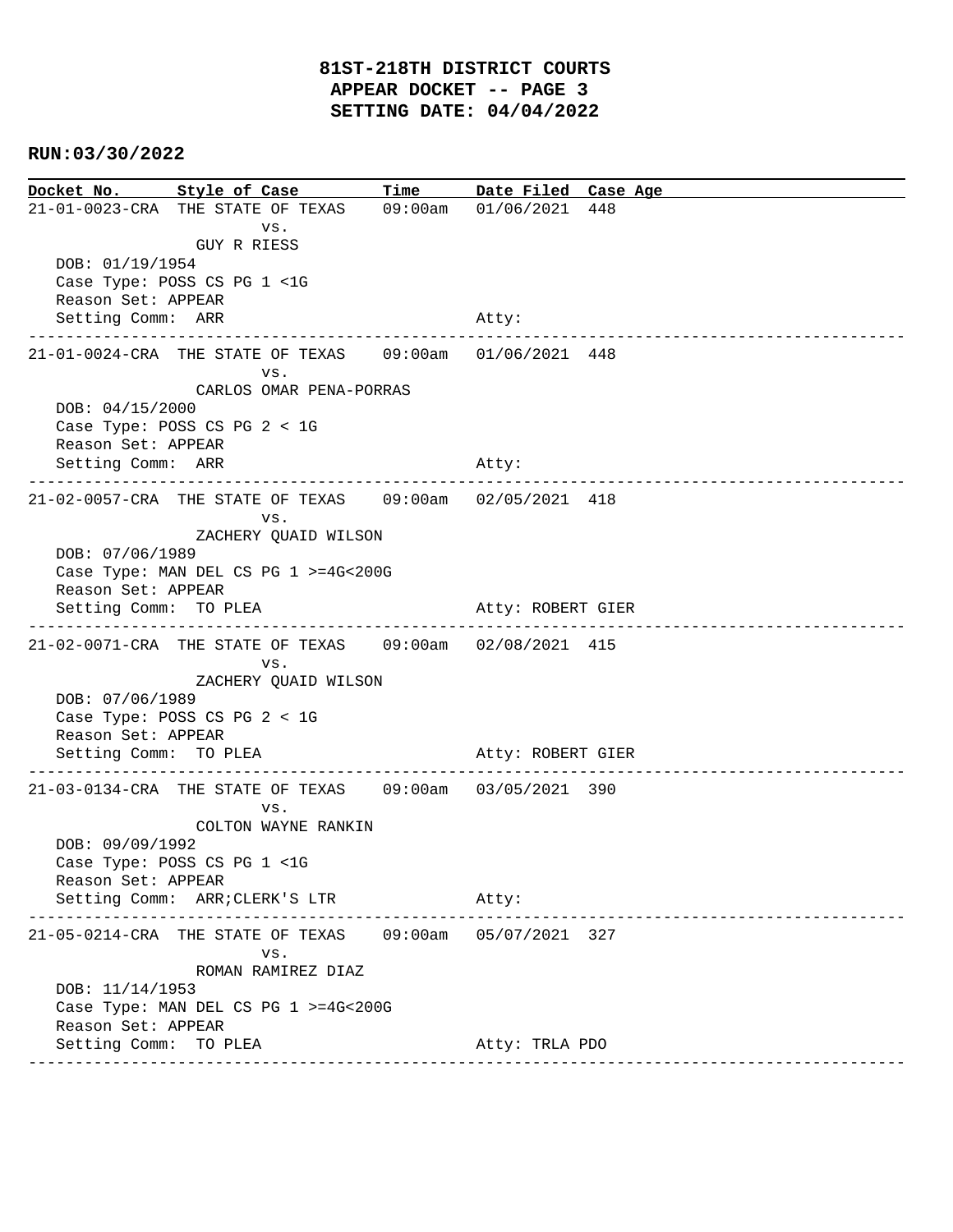# 81ST-218TH DISTRICT COURTS
## APPEAR DOCKET -- PAGE 3
## SETTING DATE: 04/04/2022

**RUN:03/30/2022**

| Docket No. | Style of Case | Time | Date Filed | Case Age |
|---|---|---|---|---|

```
21-01-0023-CRA  THE STATE OF TEXAS    09:00am   01/06/2021  448
                        vs.
                GUY R RIESS
   DOB: 01/19/1954
   Case Type: POSS CS PG 1 <1G
   Reason Set: APPEAR
   Setting Comm:  ARR                           Atty:
---------------------------------------------------------------------------------------------
21-01-0024-CRA  THE STATE OF TEXAS    09:00am   01/06/2021  448
                        vs.
                CARLOS OMAR PENA-PORRAS
   DOB: 04/15/2000
   Case Type: POSS CS PG 2 < 1G
   Reason Set: APPEAR
   Setting Comm:  ARR                           Atty:
---------------------------------------------------------------------------------------------
21-02-0057-CRA  THE STATE OF TEXAS    09:00am   02/05/2021  418
                        vs.
                ZACHERY QUAID WILSON
   DOB: 07/06/1989
   Case Type: MAN DEL CS PG 1 >=4G<200G
   Reason Set: APPEAR
   Setting Comm:  TO PLEA                       Atty: ROBERT GIER
---------------------------------------------------------------------------------------------
21-02-0071-CRA  THE STATE OF TEXAS    09:00am   02/08/2021  415
                        vs.
                ZACHERY QUAID WILSON
   DOB: 07/06/1989
   Case Type: POSS CS PG 2 < 1G
   Reason Set: APPEAR
   Setting Comm:  TO PLEA                       Atty: ROBERT GIER
---------------------------------------------------------------------------------------------
21-03-0134-CRA  THE STATE OF TEXAS    09:00am   03/05/2021  390
                        vs.
                COLTON WAYNE RANKIN
   DOB: 09/09/1992
   Case Type: POSS CS PG 1 <1G
   Reason Set: APPEAR
   Setting Comm:  ARR;CLERK'S LTR               Atty:
---------------------------------------------------------------------------------------------
21-05-0214-CRA  THE STATE OF TEXAS    09:00am   05/07/2021  327
                        vs.
                ROMAN RAMIREZ DIAZ
   DOB: 11/14/1953
   Case Type: MAN DEL CS PG 1 >=4G<200G
   Reason Set: APPEAR
   Setting Comm:  TO PLEA                       Atty: TRLA PDO
---------------------------------------------------------------------------------------------
```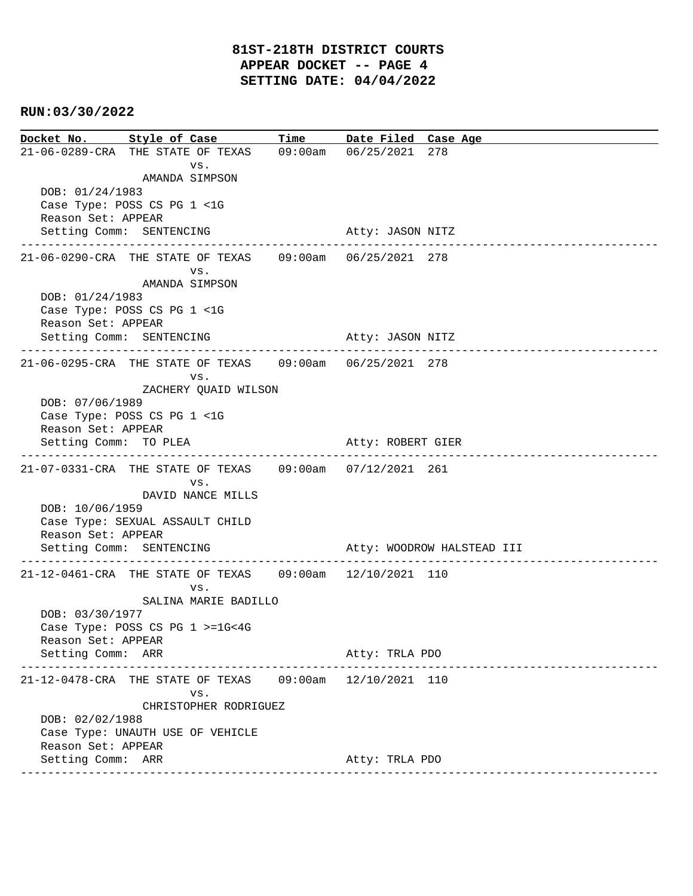# 81ST-218TH DISTRICT COURTS
## APPEAR DOCKET -- PAGE 4
## SETTING DATE: 04/04/2022

**RUN:03/30/2022**

| Docket No. | Style of Case | Time | Date Filed | Case Age |
|---|---|---|---|---|
| 21-06-0289-CRA | THE STATE OF TEXAS vs. AMANDA SIMPSON | 09:00am | 06/25/2021 | 278 |

DOB: 01/24/1983
Case Type: POSS CS PG 1 <1G
Reason Set: APPEAR
Setting Comm: SENTENCING    Atty: JASON NITZ

---

| Docket No. | Style of Case | Time | Date Filed | Case Age |
|---|---|---|---|---|
| 21-06-0290-CRA | THE STATE OF TEXAS vs. AMANDA SIMPSON | 09:00am | 06/25/2021 | 278 |

DOB: 01/24/1983
Case Type: POSS CS PG 1 <1G
Reason Set: APPEAR
Setting Comm: SENTENCING    Atty: JASON NITZ

---

| Docket No. | Style of Case | Time | Date Filed | Case Age |
|---|---|---|---|---|
| 21-06-0295-CRA | THE STATE OF TEXAS vs. ZACHERY QUAID WILSON | 09:00am | 06/25/2021 | 278 |

DOB: 07/06/1989
Case Type: POSS CS PG 1 <1G
Reason Set: APPEAR
Setting Comm: TO PLEA    Atty: ROBERT GIER

---

| Docket No. | Style of Case | Time | Date Filed | Case Age |
|---|---|---|---|---|
| 21-07-0331-CRA | THE STATE OF TEXAS vs. DAVID NANCE MILLS | 09:00am | 07/12/2021 | 261 |

DOB: 10/06/1959
Case Type: SEXUAL ASSAULT CHILD
Reason Set: APPEAR
Setting Comm: SENTENCING    Atty: WOODROW HALSTEAD III

---

| Docket No. | Style of Case | Time | Date Filed | Case Age |
|---|---|---|---|---|
| 21-12-0461-CRA | THE STATE OF TEXAS vs. SALINA MARIE BADILLO | 09:00am | 12/10/2021 | 110 |

DOB: 03/30/1977
Case Type: POSS CS PG 1 >=1G<4G
Reason Set: APPEAR
Setting Comm: ARR    Atty: TRLA PDO

---

| Docket No. | Style of Case | Time | Date Filed | Case Age |
|---|---|---|---|---|
| 21-12-0478-CRA | THE STATE OF TEXAS vs. CHRISTOPHER RODRIGUEZ | 09:00am | 12/10/2021 | 110 |

DOB: 02/02/1988
Case Type: UNAUTH USE OF VEHICLE
Reason Set: APPEAR
Setting Comm: ARR    Atty: TRLA PDO

---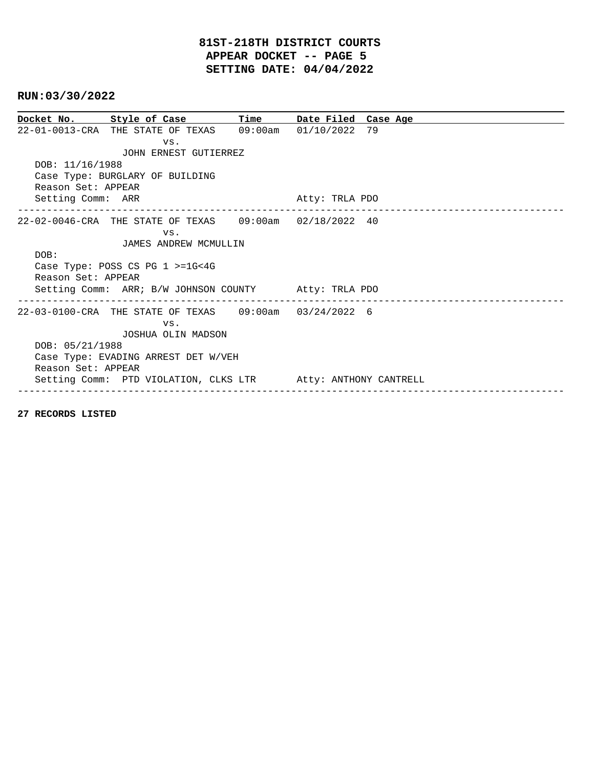**81ST-218TH DISTRICT COURTS**
**APPEAR DOCKET -- PAGE 5**
**SETTING DATE: 04/04/2022**

**RUN:03/30/2022**

| Docket No. | Style of Case | Time | Date Filed | Case Age |
|---|---|---|---|---|
| 22-01-0013-CRA | THE STATE OF TEXAS vs. JOHN ERNEST GUTIERREZ | 09:00am | 01/10/2022 | 79 |

DOB: 11/16/1988
Case Type: BURGLARY OF BUILDING
Reason Set: APPEAR
Setting Comm: ARR — Atty: TRLA PDO

---

| Docket No. | Style of Case | Time | Date Filed | Case Age |
|---|---|---|---|---|
| 22-02-0046-CRA | THE STATE OF TEXAS vs. JAMES ANDREW MCMULLIN | 09:00am | 02/18/2022 | 40 |

DOB:
Case Type: POSS CS PG 1 >=1G<4G
Reason Set: APPEAR
Setting Comm: ARR; B/W JOHNSON COUNTY — Atty: TRLA PDO

---

| Docket No. | Style of Case | Time | Date Filed | Case Age |
|---|---|---|---|---|
| 22-03-0100-CRA | THE STATE OF TEXAS vs. JOSHUA OLIN MADSON | 09:00am | 03/24/2022 | 6 |

DOB: 05/21/1988
Case Type: EVADING ARREST DET W/VEH
Reason Set: APPEAR
Setting Comm: PTD VIOLATION, CLKS LTR — Atty: ANTHONY CANTRELL

---

**27 RECORDS LISTED**